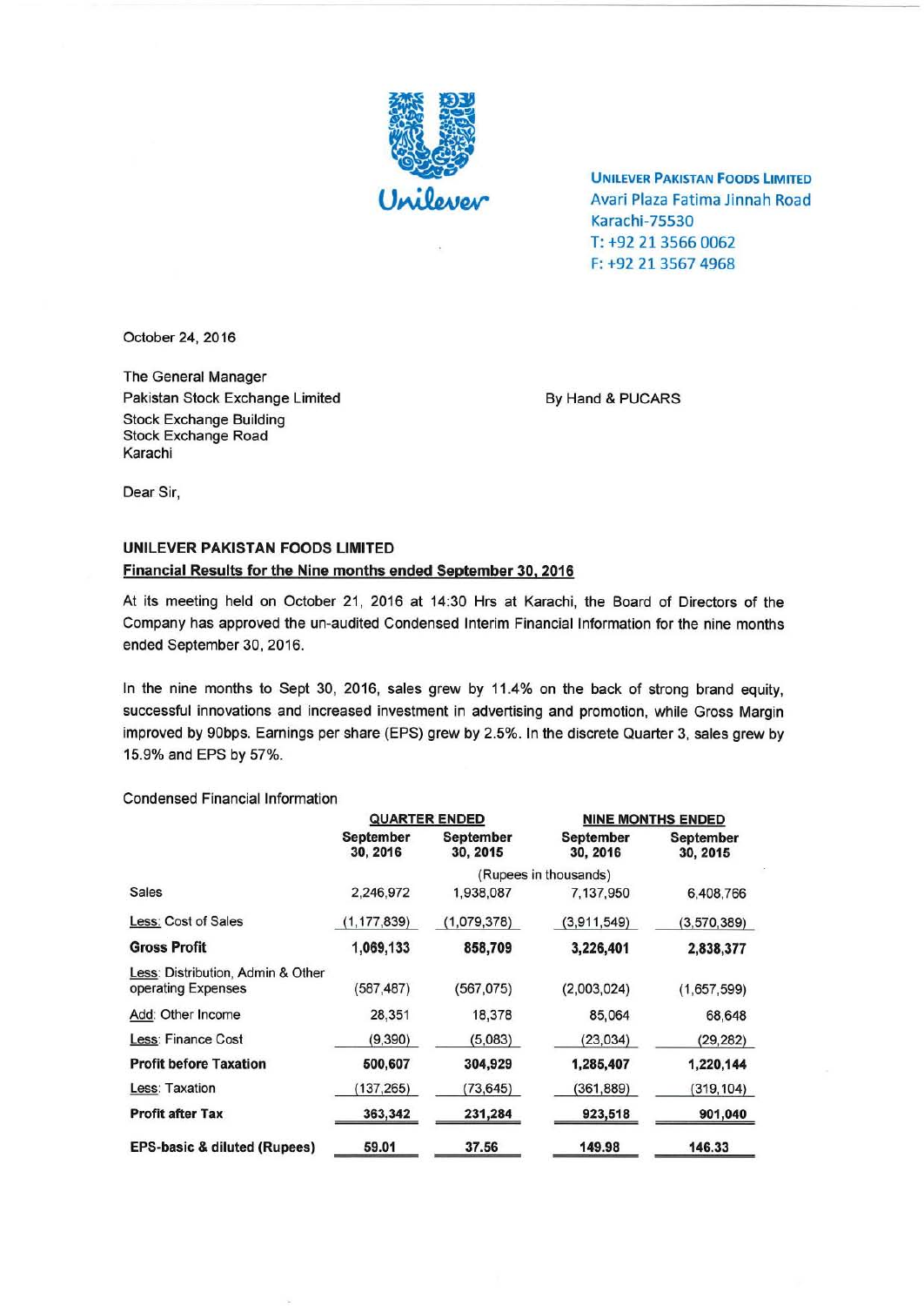**UNILEVER PAKISTAN FOODS LIMITED**
Avari Plaza Fatima Jinnah Road
Karachi-75530
T: +92 21 3566 0062
F: +92 21 3567 4968

October 24, 2016

The General Manager
Pakistan Stock Exchange Limited
Stock Exchange Building
Stock Exchange Road
Karachi

By Hand & PUCARS

Dear Sir,

**UNILEVER PAKISTAN FOODS LIMITED**
**Financial Results for the Nine months ended September 30, 2016**

At its meeting held on October 21, 2016 at 14:30 Hrs at Karachi, the Board of Directors of the Company has approved the un-audited Condensed Interim Financial Information for the nine months ended September 30, 2016.

In the nine months to Sept 30, 2016, sales grew by 11.4% on the back of strong brand equity, successful innovations and increased investment in advertising and promotion, while Gross Margin improved by 90bps. Earnings per share (EPS) grew by 2.5%. In the discrete Quarter 3, sales grew by 15.9% and EPS by 57%.

Condensed Financial Information

| | QUARTER ENDED | | NINE MONTHS ENDED | |
|---|---|---|---|---|
| | September 30, 2016 | September 30, 2015 | September 30, 2016 | September 30, 2015 |
| | (Rupees in thousands) | | | |
| Sales | 2,246,972 | 1,938,087 | 7,137,950 | 6,408,766 |
| Less: Cost of Sales | (1,177,839) | (1,079,378) | (3,911,549) | (3,570,389) |
| **Gross Profit** | **1,069,133** | **858,709** | **3,226,401** | **2,838,377** |
| Less: Distribution, Admin & Other operating Expenses | (587,487) | (567,075) | (2,003,024) | (1,657,599) |
| Add: Other Income | 28,351 | 18,378 | 85,064 | 68,648 |
| Less: Finance Cost | (9,390) | (5,083) | (23,034) | (29,282) |
| **Profit before Taxation** | **500,607** | **304,929** | **1,285,407** | **1,220,144** |
| Less: Taxation | (137,265) | (73,645) | (361,889) | (319,104) |
| **Profit after Tax** | **363,342** | **231,284** | **923,518** | **901,040** |
| **EPS-basic & diluted (Rupees)** | **59.01** | **37.56** | **149.98** | **146.33** |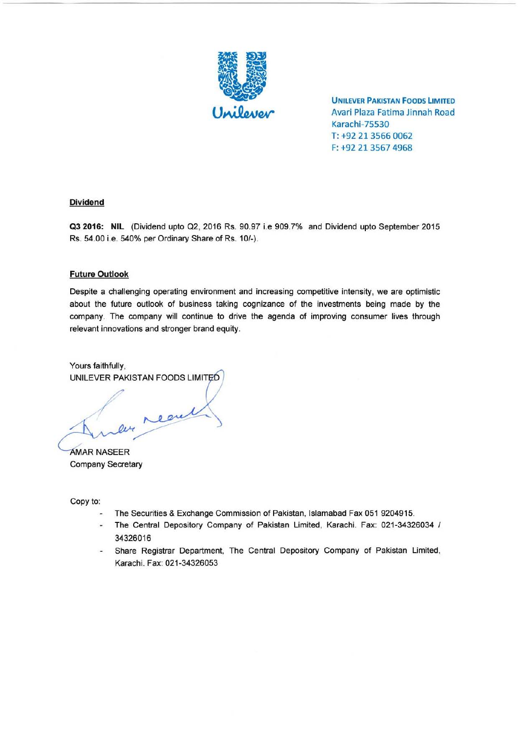**UNILEVER PAKISTAN FOODS LIMITED**
Avari Plaza Fatima Jinnah Road
Karachi-75530
T: +92 21 3566 0062
F: +92 21 3567 4968

**Dividend**

**Q3 2016: NIL** (Dividend upto Q2, 2016 Rs. 90.97 i.e 909.7% and Dividend upto September 2015 Rs. 54.00 i.e. 540% per Ordinary Share of Rs. 10/-).

**Future Outlook**

Despite a challenging operating environment and increasing competitive intensity, we are optimistic about the future outlook of business taking cognizance of the investments being made by the company. The company will continue to drive the agenda of improving consumer lives through relevant innovations and stronger brand equity.

Yours faithfully,
UNILEVER PAKISTAN FOODS LIMITED

AMAR NASEER
Company Secretary

Copy to:

- The Securities & Exchange Commission of Pakistan, Islamabad Fax 051 9204915.
- The Central Depository Company of Pakistan Limited, Karachi. Fax: 021-34326034 / 34326016
- Share Registrar Department, The Central Depository Company of Pakistan Limited, Karachi. Fax: 021-34326053